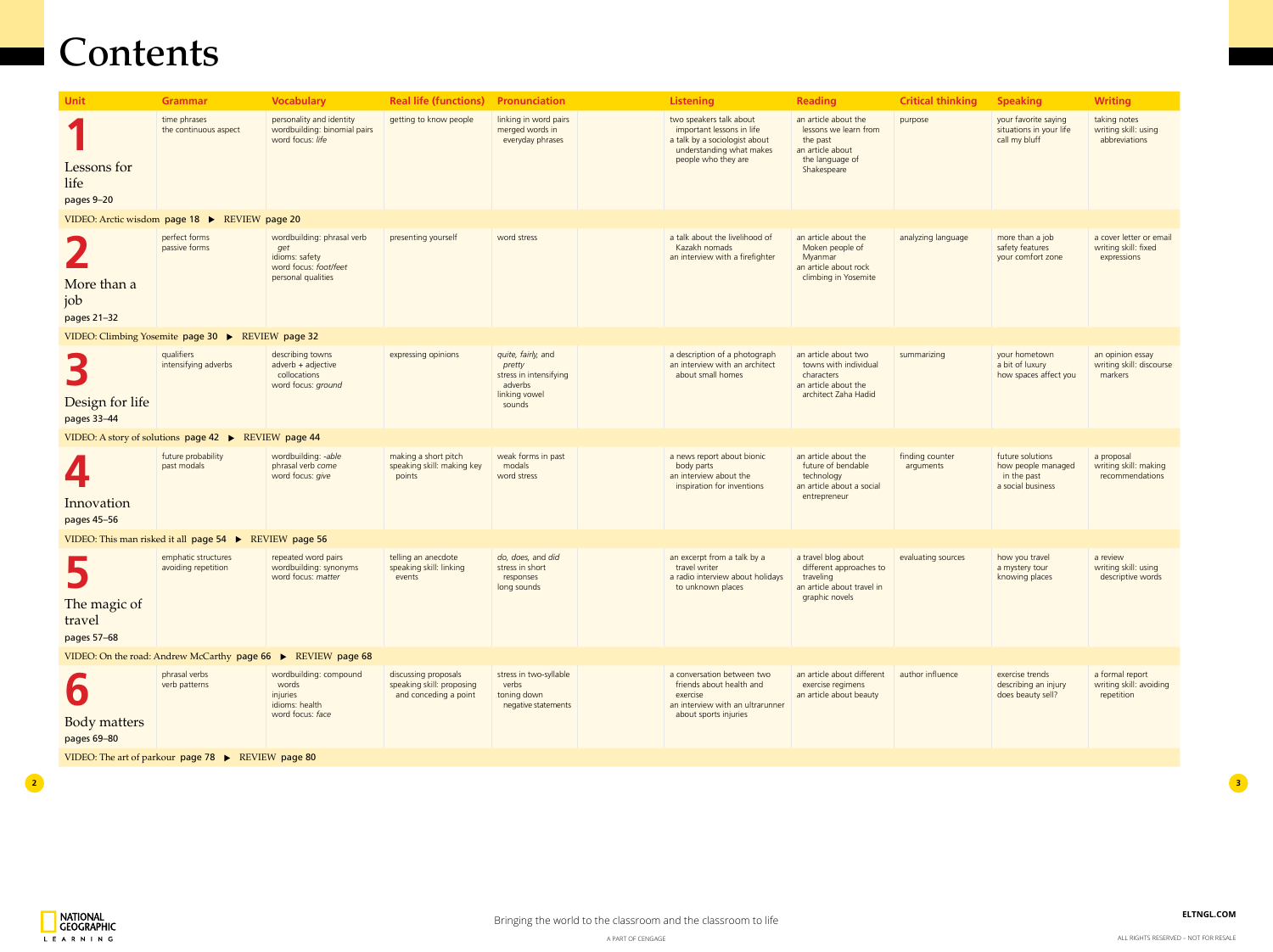# Contents

| Unit | Grammar | Vocabulary | Real life (functions) | Pronunciation | Listening | Reading | Critical thinking | Speaking | Writing |
|---|---|---|---|---|---|---|---|---|---|
| **1** Lessons for life pages 9–20 | time phrases<br>the continuous aspect | personality and identity<br>wordbuilding: binomial pairs<br>word focus: *life* | getting to know people | linking in word pairs<br>merged words in everyday phrases | two speakers talk about important lessons in life<br>a talk by a sociologist about understanding what makes people who they are | an article about the lessons we learn from the past<br>an article about the language of Shakespeare | purpose | your favorite saying<br>situations in your life<br>call my bluff | taking notes<br>writing skill: using abbreviations |
| VIDEO: Arctic wisdom **page 18** ▶ REVIEW **page 20** | | | | | | | | | |
| **2** More than a job pages 21–32 | perfect forms<br>passive forms | wordbuilding: phrasal verb *get*<br>idioms: safety<br>word focus: *foot/feet*<br>personal qualities | presenting yourself | word stress | a talk about the livelihood of Kazakh nomads<br>an interview with a firefighter | an article about the Moken people of Myanmar<br>an article about rock climbing in Yosemite | analyzing language | more than a job<br>safety features<br>your comfort zone | a cover letter or email<br>writing skill: fixed expressions |
| VIDEO: Climbing Yosemite **page 30** ▶ REVIEW **page 32** | | | | | | | | | |
| **3** Design for life pages 33–44 | qualifiers<br>intensifying adverbs | describing towns<br>adverb + adjective collocations<br>word focus: *ground* | expressing opinions | *quite, fairly,* and *pretty*<br>stress in intensifying adverbs<br>linking vowel sounds | a description of a photograph<br>an interview with an architect about small homes | an article about two towns with individual characters<br>an article about the architect Zaha Hadid | summarizing | your hometown<br>a bit of luxury<br>how spaces affect you | an opinion essay<br>writing skill: discourse markers |
| VIDEO: A story of solutions **page 42** ▶ REVIEW **page 44** | | | | | | | | | |
| **4** Innovation pages 45–56 | future probability<br>past modals | wordbuilding: *-able*<br>phrasal verb *come*<br>word focus: *give* | making a short pitch<br>speaking skill: making key points | weak forms in past modals<br>word stress | a news report about bionic body parts<br>an interview about the inspiration for inventions | an article about the future of bendable technology<br>an article about a social entrepreneur | finding counter arguments | future solutions<br>how people managed in the past<br>a social business | a proposal<br>writing skill: making recommendations |
| VIDEO: This man risked it all **page 54** ▶ REVIEW **page 56** | | | | | | | | | |
| **5** The magic of travel pages 57–68 | emphatic structures<br>avoiding repetition | repeated word pairs<br>wordbuilding: synonyms<br>word focus: *matter* | telling an anecdote<br>speaking skill: linking events | *do, does,* and *did*<br>stress in short responses<br>long sounds | an excerpt from a talk by a travel writer<br>a radio interview about holidays to unknown places | a travel blog about different approaches to traveling<br>an article about travel in graphic novels | evaluating sources | how you travel<br>a mystery tour<br>knowing places | a review<br>writing skill: using descriptive words |
| VIDEO: On the road: Andrew McCarthy **page 66** ▶ REVIEW **page 68** | | | | | | | | | |
| **6** Body matters pages 69–80 | phrasal verbs<br>verb patterns | wordbuilding: compound words<br>injuries<br>idioms: health<br>word focus: *face* | discussing proposals<br>speaking skill: proposing and conceding a point | stress in two-syllable verbs<br>toning down negative statements | a conversation between two friends about health and exercise<br>an interview with an ultrarunner about sports injuries | an article about different exercise regimens<br>an article about beauty | author influence | exercise trends<br>describing an injury<br>does beauty sell? | a formal report<br>writing skill: avoiding repetition |
| VIDEO: The art of parkour **page 78** ▶ REVIEW **page 80** | | | | | | | | | |

Bringing the world to the classroom and the classroom to life

NATIONAL GEOGRAPHIC LEARNING

A PART OF CENGAGE

ELTNGL.COM

ALL RIGHTS RESERVED – NOT FOR RESALE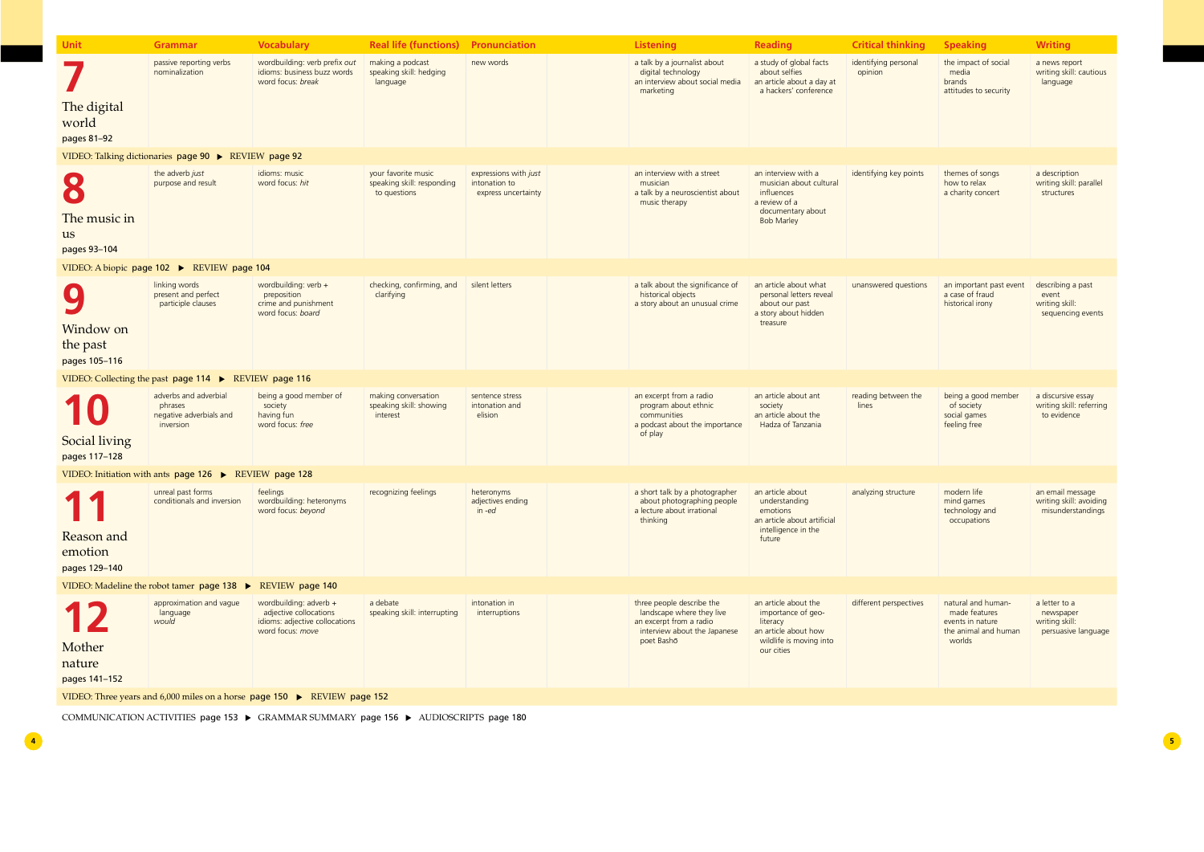| Unit | Grammar | Vocabulary | Real life (functions) | Pronunciation | Listening | Reading | Critical thinking | Speaking | Writing |
|---|---|---|---|---|---|---|---|---|---|
| **7** The digital world pages 81–92 | passive reporting verbs nominalization | wordbuilding: verb prefix *out* idioms: business buzz words word focus: *break* | making a podcast speaking skill: hedging language | new words | a talk by a journalist about digital technology an interview about social media marketing | a study of global facts about selfies an article about a day at a hackers' conference | identifying personal opinion | the impact of social media brands attitudes to security | a news report writing skill: cautious language |
| VIDEO: Talking dictionaries page 90 ▶ REVIEW page 92 | | | | | | | | | |
| **8** The music in us pages 93–104 | the adverb *just* purpose and result | idioms: music word focus: *hit* | your favorite music speaking skill: responding to questions | expressions with *just* intonation to express uncertainty | an interview with a street musician a talk by a neuroscientist about music therapy | an interview with a musician about cultural influences a review of a documentary about Bob Marley | identifying key points | themes of songs how to relax a charity concert | a description writing skill: parallel structures |
| VIDEO: A biopic page 102 ▶ REVIEW page 104 | | | | | | | | | |
| **9** Window on the past pages 105–116 | linking words present and perfect participle clauses | wordbuilding: verb + preposition crime and punishment word focus: *board* | checking, confirming, and clarifying | silent letters | a talk about the significance of historical objects a story about an unusual crime | an article about what personal letters reveal about our past a story about hidden treasure | unanswered questions | an important past event a case of fraud historical irony | describing a past event writing skill: sequencing events |
| VIDEO: Collecting the past page 114 ▶ REVIEW page 116 | | | | | | | | | |
| **10** Social living pages 117–128 | adverbs and adverbial phrases negative adverbials and inversion | being a good member of society having fun word focus: *free* | making conversation speaking skill: showing interest | sentence stress intonation and elision | an excerpt from a radio program about ethnic communities a podcast about the importance of play | an article about ant society an article about the Hadza of Tanzania | reading between the lines | being a good member of society social games feeling free | a discursive essay writing skill: referring to evidence |
| VIDEO: Initiation with ants page 126 ▶ REVIEW page 128 | | | | | | | | | |
| **11** Reason and emotion pages 129–140 | unreal past forms conditionals and inversion | feelings wordbuilding: heteronyms word focus: *beyond* | recognizing feelings | heteronyms adjectives ending in *-ed* | a short talk by a photographer about photographing people a lecture about irrational thinking | an article about understanding emotions an article about artificial intelligence in the future | analyzing structure | modern life mind games technology and occupations | an email message writing skill: avoiding misunderstandings |
| VIDEO: Madeline the robot tamer page 138 ▶ REVIEW page 140 | | | | | | | | | |
| **12** Mother nature pages 141–152 | approximation and vague language *would* | wordbuilding: adverb + adjective collocations idioms: adjective collocations word focus: *move* | a debate speaking skill: interrupting | intonation in interruptions | three people describe the landscape where they live an excerpt from a radio interview about the Japanese poet Bashō | an article about the importance of geo-literacy an article about how wildlife is moving into our cities | different perspectives | natural and human-made features events in nature the animal and human worlds | a letter to a newspaper writing skill: persuasive language |
| VIDEO: Three years and 6,000 miles on a horse page 150 ▶ REVIEW page 152 | | | | | | | | | |

COMMUNICATION ACTIVITIES page 153 ▶ GRAMMAR SUMMARY page 156 ▶ AUDIOSCRIPTS page 180